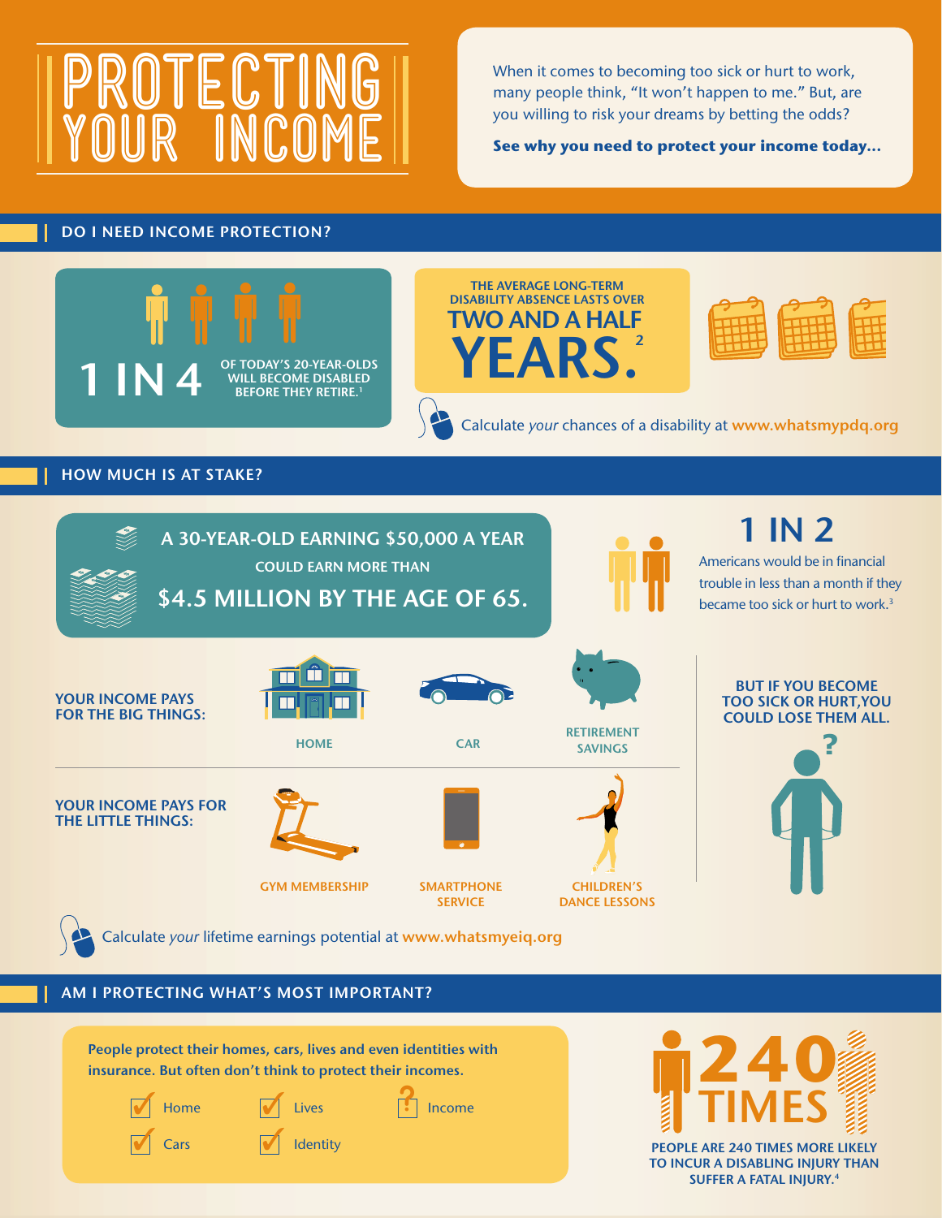# PROTECTING YOUR INCOME

When it comes to becoming too sick or hurt to work, many people think, "It won't happen to me." But, are you willing to risk your dreams by betting the odds?

**See why you need to protect your income today...**

## DO I NEED INCOME PROTECTION?

**1 IN 4** OF TODAY'S 20-YEAR-OLDS WILL BECOME DISABLED BEFORE THEY RETIRE.[1]

THE AVERAGE LONG-TERM DISABILITY ABSENCE LASTS OVER **TWO AND A HALF YEARS.**[2]

Calculate *your* chances of a disability at www.whatsmypdq.org

## HOW MUCH IS AT STAKE?

**A 30-YEAR-OLD EARNING $50,000 A YEAR COULD EARN MORE THAN $4.5 MILLION BY THE AGE OF 65.**

**1 IN 2** Americans would be in financial trouble in less than a month if they became too sick or hurt to work.[3]

**YOUR INCOME PAYS FOR THE BIG THINGS:**

- HOME
- CAR
- RETIREMENT SAVINGS

**YOUR INCOME PAYS FOR THE LITTLE THINGS:**

- GYM MEMBERSHIP
- SMARTPHONE SERVICE
- CHILDREN'S DANCE LESSONS

**BUT IF YOU BECOME TOO SICK OR HURT, YOU COULD LOSE THEM ALL.**

Calculate *your* lifetime earnings potential at www.whatsmyeiq.org

## AM I PROTECTING WHAT'S MOST IMPORTANT?

**People protect their homes, cars, lives and even identities with insurance. But often don't think to protect their incomes.**

- ✓ Home
- ✓ Cars
- ✓ Lives
- ✓ Identity
- ? Income

**240 TIMES**

PEOPLE ARE 240 TIMES MORE LIKELY TO INCUR A DISABLING INJURY THAN SUFFER A FATAL INJURY.[4]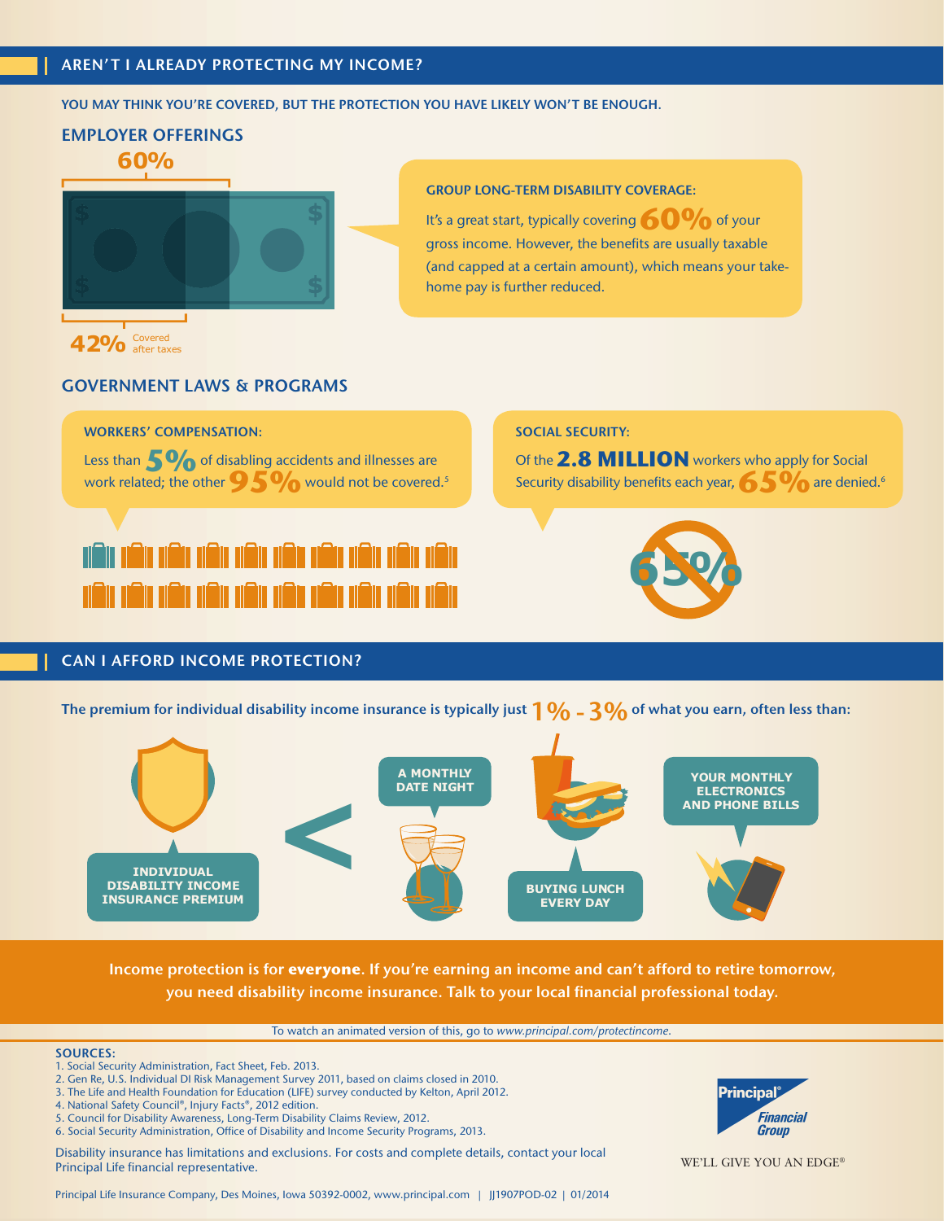## AREN'T I ALREADY PROTECTING MY INCOME?

**YOU MAY THINK YOU'RE COVERED, BUT THE PROTECTION YOU HAVE LIKELY WON'T BE ENOUGH.**

### EMPLOYER OFFERINGS

60%

42% Covered after taxes

**GROUP LONG-TERM DISABILITY COVERAGE:**

It's a great start, typically covering **60%** of your gross income. However, the benefits are usually taxable (and capped at a certain amount), which means your take-home pay is further reduced.

### GOVERNMENT LAWS & PROGRAMS

**WORKERS' COMPENSATION:**

Less than **5%** of disabling accidents and illnesses are work related; the other **95%** would not be covered.[5]

**SOCIAL SECURITY:**

Of the **2.8 MILLION** workers who apply for Social Security disability benefits each year, **65%** are denied.[6]

65%

## CAN I AFFORD INCOME PROTECTION?

**The premium for individual disability income insurance is typically just 1% - 3% of what you earn, often less than:**

INDIVIDUAL DISABILITY INCOME INSURANCE PREMIUM

<

A MONTHLY DATE NIGHT

BUYING LUNCH EVERY DAY

YOUR MONTHLY ELECTRONICS AND PHONE BILLS

**Income protection is for everyone. If you're earning an income and can't afford to retire tomorrow, you need disability income insurance. Talk to your local financial professional today.**

To watch an animated version of this, go to *www.principal.com/protectincome*.

**SOURCES:**

1. Social Security Administration, Fact Sheet, Feb. 2013.
2. Gen Re, U.S. Individual DI Risk Management Survey 2011, based on claims closed in 2010.
3. The Life and Health Foundation for Education (LIFE) survey conducted by Kelton, April 2012.
4. National Safety Council®, Injury Facts®, 2012 edition.
5. Council for Disability Awareness, Long-Term Disability Claims Review, 2012.
6. Social Security Administration, Office of Disability and Income Security Programs, 2013.

Disability insurance has limitations and exclusions. For costs and complete details, contact your local Principal Life financial representative.

Principal® Financial Group

WE'LL GIVE YOU AN EDGE®

Principal Life Insurance Company, Des Moines, Iowa 50392-0002, www.principal.com | JJ1907POD-02 | 01/2014